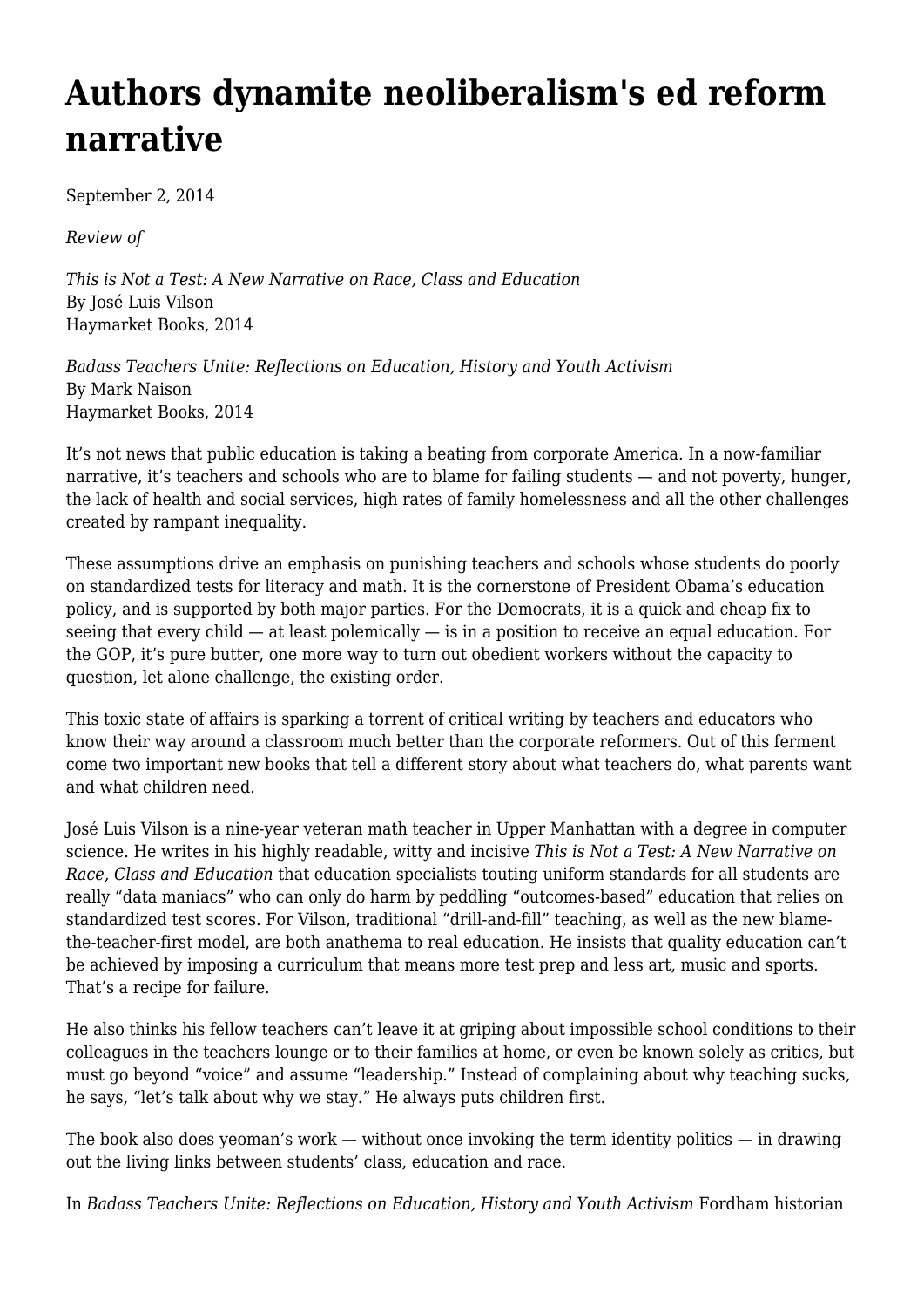# Authors dynamite neoliberalism's ed reform narrative

September 2, 2014

*Review of*

*This is Not a Test: A New Narrative on Race, Class and Education*
By José Luis Vilson
Haymarket Books, 2014

*Badass Teachers Unite: Reflections on Education, History and Youth Activism*
By Mark Naison
Haymarket Books, 2014

It's not news that public education is taking a beating from corporate America. In a now-familiar narrative, it's teachers and schools who are to blame for failing students — and not poverty, hunger, the lack of health and social services, high rates of family homelessness and all the other challenges created by rampant inequality.

These assumptions drive an emphasis on punishing teachers and schools whose students do poorly on standardized tests for literacy and math. It is the cornerstone of President Obama's education policy, and is supported by both major parties. For the Democrats, it is a quick and cheap fix to seeing that every child — at least polemically — is in a position to receive an equal education. For the GOP, it's pure butter, one more way to turn out obedient workers without the capacity to question, let alone challenge, the existing order.

This toxic state of affairs is sparking a torrent of critical writing by teachers and educators who know their way around a classroom much better than the corporate reformers. Out of this ferment come two important new books that tell a different story about what teachers do, what parents want and what children need.

José Luis Vilson is a nine-year veteran math teacher in Upper Manhattan with a degree in computer science. He writes in his highly readable, witty and incisive *This is Not a Test: A New Narrative on Race, Class and Education* that education specialists touting uniform standards for all students are really "data maniacs" who can only do harm by peddling "outcomes-based" education that relies on standardized test scores. For Vilson, traditional "drill-and-fill" teaching, as well as the new blame-the-teacher-first model, are both anathema to real education. He insists that quality education can't be achieved by imposing a curriculum that means more test prep and less art, music and sports. That's a recipe for failure.

He also thinks his fellow teachers can't leave it at griping about impossible school conditions to their colleagues in the teachers lounge or to their families at home, or even be known solely as critics, but must go beyond "voice" and assume "leadership." Instead of complaining about why teaching sucks, he says, "let's talk about why we stay." He always puts children first.

The book also does yeoman's work — without once invoking the term identity politics — in drawing out the living links between students' class, education and race.

In *Badass Teachers Unite: Reflections on Education, History and Youth Activism* Fordham historian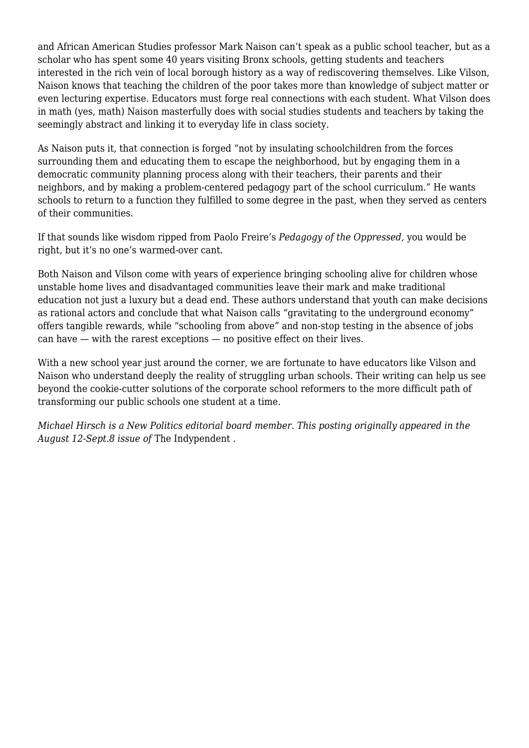and African American Studies professor Mark Naison can't speak as a public school teacher, but as a scholar who has spent some 40 years visiting Bronx schools, getting students and teachers interested in the rich vein of local borough history as a way of rediscovering themselves. Like Vilson, Naison knows that teaching the children of the poor takes more than knowledge of subject matter or even lecturing expertise. Educators must forge real connections with each student. What Vilson does in math (yes, math) Naison masterfully does with social studies students and teachers by taking the seemingly abstract and linking it to everyday life in class society.

As Naison puts it, that connection is forged "not by insulating schoolchildren from the forces surrounding them and educating them to escape the neighborhood, but by engaging them in a democratic community planning process along with their teachers, their parents and their neighbors, and by making a problem-centered pedagogy part of the school curriculum." He wants schools to return to a function they fulfilled to some degree in the past, when they served as centers of their communities.

If that sounds like wisdom ripped from Paolo Freire's *Pedagogy of the Oppressed,* you would be right, but it's no one's warmed-over cant.

Both Naison and Vilson come with years of experience bringing schooling alive for children whose unstable home lives and disadvantaged communities leave their mark and make traditional education not just a luxury but a dead end. These authors understand that youth can make decisions as rational actors and conclude that what Naison calls "gravitating to the underground economy" offers tangible rewards, while "schooling from above" and non-stop testing in the absence of jobs can have — with the rarest exceptions — no positive effect on their lives.

With a new school year just around the corner, we are fortunate to have educators like Vilson and Naison who understand deeply the reality of struggling urban schools. Their writing can help us see beyond the cookie-cutter solutions of the corporate school reformers to the more difficult path of transforming our public schools one student at a time.

*Michael Hirsch is a New Politics editorial board member. This posting originally appeared in the August 12-Sept.8 issue of* The Indypendent .